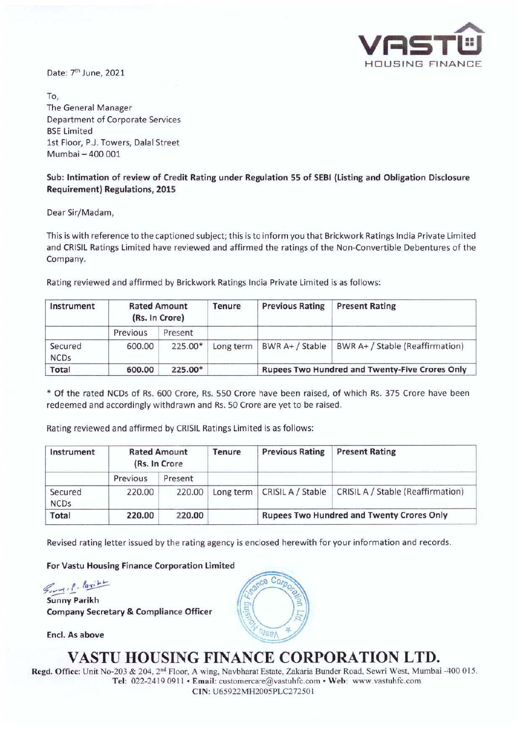VASTU HOUSING FINANCE

Date: 7th June, 2021

To,
The General Manager
Department of Corporate Services
BSE Limited
1st Floor, P.J. Towers, Dalal Street
Mumbai – 400 001

**Sub: Intimation of review of Credit Rating under Regulation 55 of SEBI (Listing and Obligation Disclosure Requirement) Regulations, 2015**

Dear Sir/Madam,

This is with reference to the captioned subject; this is to inform you that Brickwork Ratings India Private Limited and CRISIL Ratings Limited have reviewed and affirmed the ratings of the Non-Convertible Debentures of the Company.

Rating reviewed and affirmed by Brickwork Ratings India Private Limited is as follows:

| Instrument | Rated Amount (Rs. In Crore) | | Tenure | Previous Rating | Present Rating |
|---|---|---|---|---|---|
| | Previous | Present | | | |
| Secured NCDs | 600.00 | 225.00* | Long term | BWR A+ / Stable | BWR A+ / Stable (Reaffirmation) |
| **Total** | **600.00** | **225.00*** | | **Rupees Two Hundred and Twenty-Five Crores Only** | |

* Of the rated NCDs of Rs. 600 Crore, Rs. 550 Crore have been raised, of which Rs. 375 Crore have been redeemed and accordingly withdrawn and Rs. 50 Crore are yet to be raised.

Rating reviewed and affirmed by CRISIL Ratings Limited is as follows:

| Instrument | Rated Amount (Rs. In Crore | | Tenure | Previous Rating | Present Rating |
|---|---|---|---|---|---|
| | Previous | Present | | | |
| Secured NCDs | 220.00 | 220.00 | Long term | CRISIL A / Stable | CRISIL A / Stable (Reaffirmation) |
| **Total** | **220.00** | **220.00** | | **Rupees Two Hundred and Twenty Crores Only** | |

Revised rating letter issued by the rating agency is enclosed herewith for your information and records.

**For Vastu Housing Finance Corporation Limited**

**Sunny Parikh**
**Company Secretary & Compliance Officer**

**Encl. As above**

# VASTU HOUSING FINANCE CORPORATION LTD.

**Regd. Office:** Unit No-203 & 204, 2nd Floor, A wing, Navbharat Estate, Zakaria Bunder Road, Sewri West, Mumbai -400 015.
**Tel**: 022-2419 0911 • **Email**: customercare@vastuhfc.com • **Web**: www.vastuhfc.com
**CIN:** U65922MH2005PLC272501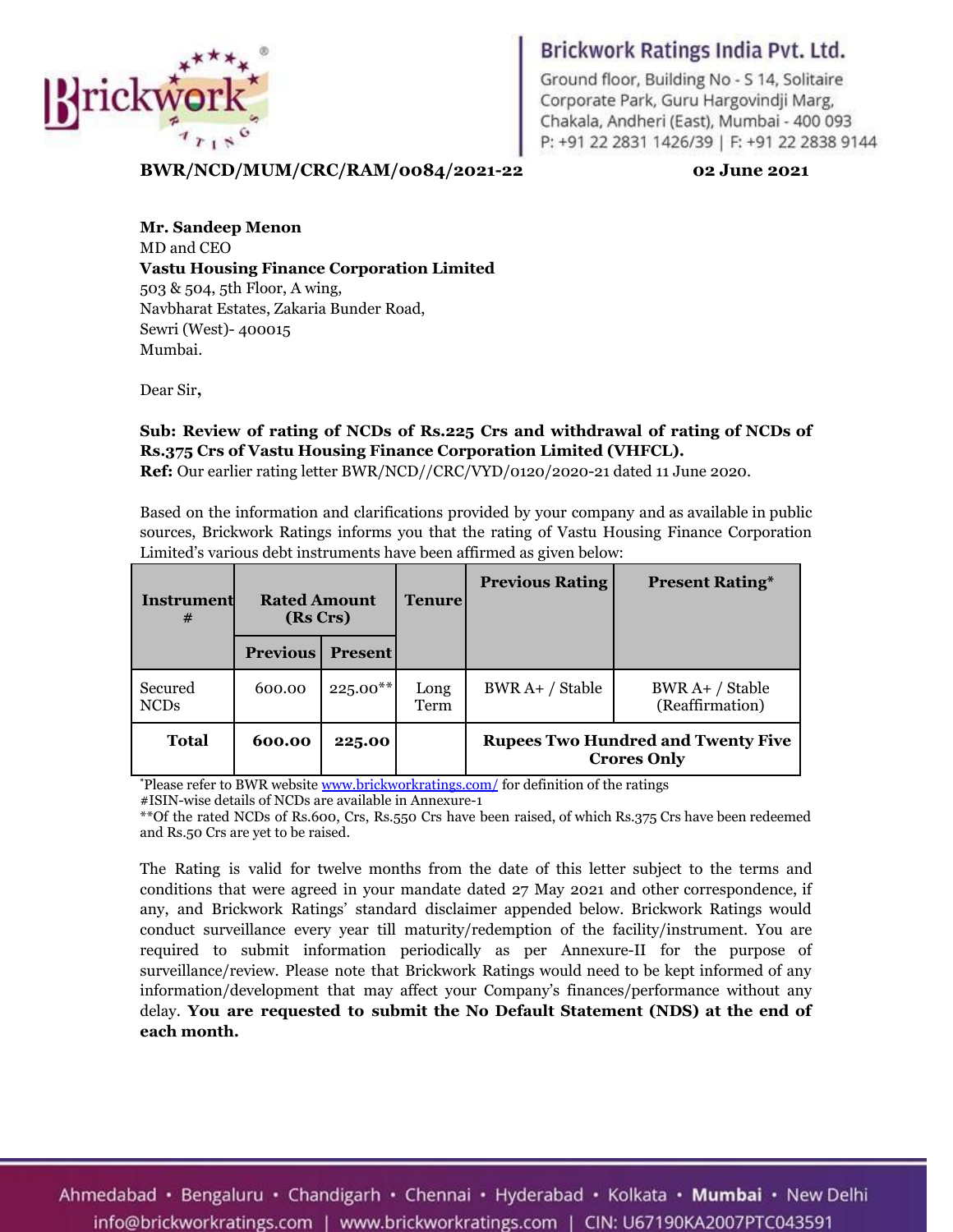**BWR/NCD/MUM/CRC/RAM/0084/2021-22** **02 June 2021**

**Mr. Sandeep Menon**
MD and CEO
**Vastu Housing Finance Corporation Limited**
503 & 504, 5th Floor, A wing,
Navbharat Estates, Zakaria Bunder Road,
Sewri (West)- 400015
Mumbai.

Dear Sir**,**

**Sub: Review of rating of NCDs of Rs.225 Crs and withdrawal of rating of NCDs of Rs.375 Crs of Vastu Housing Finance Corporation Limited (VHFCL).**
**Ref:** Our earlier rating letter BWR/NCD//CRC/VYD/0120/2020-21 dated 11 June 2020.

Based on the information and clarifications provided by your company and as available in public sources, Brickwork Ratings informs you that the rating of Vastu Housing Finance Corporation Limited's various debt instruments have been affirmed as given below:

| Instrument # | Rated Amount (Rs Crs) | | Tenure | Previous Rating | Present Rating* |
|---|---|---|---|---|---|
| | Previous | Present | | | |
| Secured NCDs | 600.00 | 225.00** | Long Term | BWR A+ / Stable | BWR A+ / Stable (Reaffirmation) |
| **Total** | **600.00** | **225.00** | | **Rupees Two Hundred and Twenty Five Crores Only** | |

*Please refer to BWR website www.brickworkratings.com/ for definition of the ratings
#ISIN-wise details of NCDs are available in Annexure-1
**Of the rated NCDs of Rs.600, Crs, Rs.550 Crs have been raised, of which Rs.375 Crs have been redeemed and Rs.50 Crs are yet to be raised.

The Rating is valid for twelve months from the date of this letter subject to the terms and conditions that were agreed in your mandate dated 27 May 2021 and other correspondence, if any, and Brickwork Ratings' standard disclaimer appended below. Brickwork Ratings would conduct surveillance every year till maturity/redemption of the facility/instrument. You are required to submit information periodically as per Annexure-II for the purpose of surveillance/review. Please note that Brickwork Ratings would need to be kept informed of any information/development that may affect your Company's finances/performance without any delay. **You are requested to submit the No Default Statement (NDS) at the end of each month.**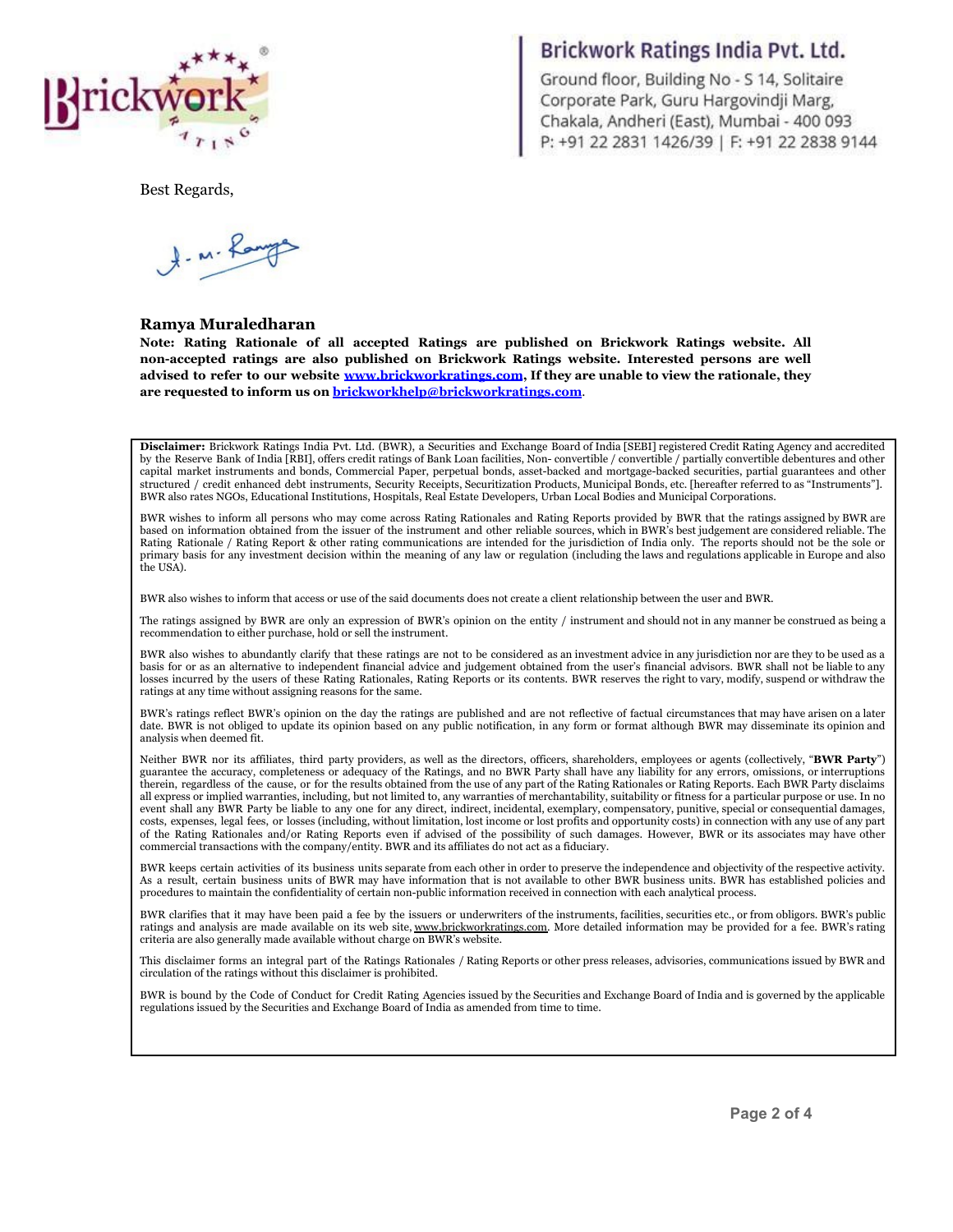Best Regards,

Ramya Muraledharan

**Note: Rating Rationale of all accepted Ratings are published on Brickwork Ratings website. All non-accepted ratings are also published on Brickwork Ratings website. Interested persons are well advised to refer to our website [www.brickworkratings.com](http://www.brickworkratings.com), If they are unable to view the rationale, they are requested to inform us on [brickworkhelp@brickworkratings.com](mailto:brickworkhelp@brickworkratings.com).**

**Disclaimer:** Brickwork Ratings India Pvt. Ltd. (BWR), a Securities and Exchange Board of India [SEBI] registered Credit Rating Agency and accredited by the Reserve Bank of India [RBI], offers credit ratings of Bank Loan facilities, Non- convertible / convertible / partially convertible debentures and other capital market instruments and bonds, Commercial Paper, perpetual bonds, asset-backed and mortgage-backed securities, partial guarantees and other structured / credit enhanced debt instruments, Security Receipts, Securitization Products, Municipal Bonds, etc. [hereafter referred to as "Instruments"]. BWR also rates NGOs, Educational Institutions, Hospitals, Real Estate Developers, Urban Local Bodies and Municipal Corporations.

BWR wishes to inform all persons who may come across Rating Rationales and Rating Reports provided by BWR that the ratings assigned by BWR are based on information obtained from the issuer of the instrument and other reliable sources, which in BWR's best judgement are considered reliable. The Rating Rationale / Rating Report & other rating communications are intended for the jurisdiction of India only. The reports should not be the sole or primary basis for any investment decision within the meaning of any law or regulation (including the laws and regulations applicable in Europe and also the USA).

BWR also wishes to inform that access or use of the said documents does not create a client relationship between the user and BWR.

The ratings assigned by BWR are only an expression of BWR's opinion on the entity / instrument and should not in any manner be construed as being a recommendation to either purchase, hold or sell the instrument.

BWR also wishes to abundantly clarify that these ratings are not to be considered as an investment advice in any jurisdiction nor are they to be used as a basis for or as an alternative to independent financial advice and judgement obtained from the user's financial advisors. BWR shall not be liable to any losses incurred by the users of these Rating Rationales, Rating Reports or its contents. BWR reserves the right to vary, modify, suspend or withdraw the ratings at any time without assigning reasons for the same.

BWR's ratings reflect BWR's opinion on the day the ratings are published and are not reflective of factual circumstances that may have arisen on a later date. BWR is not obliged to update its opinion based on any public notification, in any form or format although BWR may disseminate its opinion and analysis when deemed fit.

Neither BWR nor its affiliates, third party providers, as well as the directors, officers, shareholders, employees or agents (collectively, "**BWR Party**") guarantee the accuracy, completeness or adequacy of the Ratings, and no BWR Party shall have any liability for any errors, omissions, or interruptions therein, regardless of the cause, or for the results obtained from the use of any part of the Rating Rationales or Rating Reports. Each BWR Party disclaims all express or implied warranties, including, but not limited to, any warranties of merchantability, suitability or fitness for a particular purpose or use. In no event shall any BWR Party be liable to any one for any direct, indirect, incidental, exemplary, compensatory, punitive, special or consequential damages, costs, expenses, legal fees, or losses (including, without limitation, lost income or lost profits and opportunity costs) in connection with any use of any part of the Rating Rationales and/or Rating Reports even if advised of the possibility of such damages. However, BWR or its associates may have other commercial transactions with the company/entity. BWR and its affiliates do not act as a fiduciary.

BWR keeps certain activities of its business units separate from each other in order to preserve the independence and objectivity of the respective activity. As a result, certain business units of BWR may have information that is not available to other BWR business units. BWR has established policies and procedures to maintain the confidentiality of certain non-public information received in connection with each analytical process.

BWR clarifies that it may have been paid a fee by the issuers or underwriters of the instruments, facilities, securities etc., or from obligors. BWR's public ratings and analysis are made available on its web site, www.brickworkratings.com. More detailed information may be provided for a fee. BWR's rating criteria are also generally made available without charge on BWR's website.

This disclaimer forms an integral part of the Ratings Rationales / Rating Reports or other press releases, advisories, communications issued by BWR and circulation of the ratings without this disclaimer is prohibited.

BWR is bound by the Code of Conduct for Credit Rating Agencies issued by the Securities and Exchange Board of India and is governed by the applicable regulations issued by the Securities and Exchange Board of India as amended from time to time.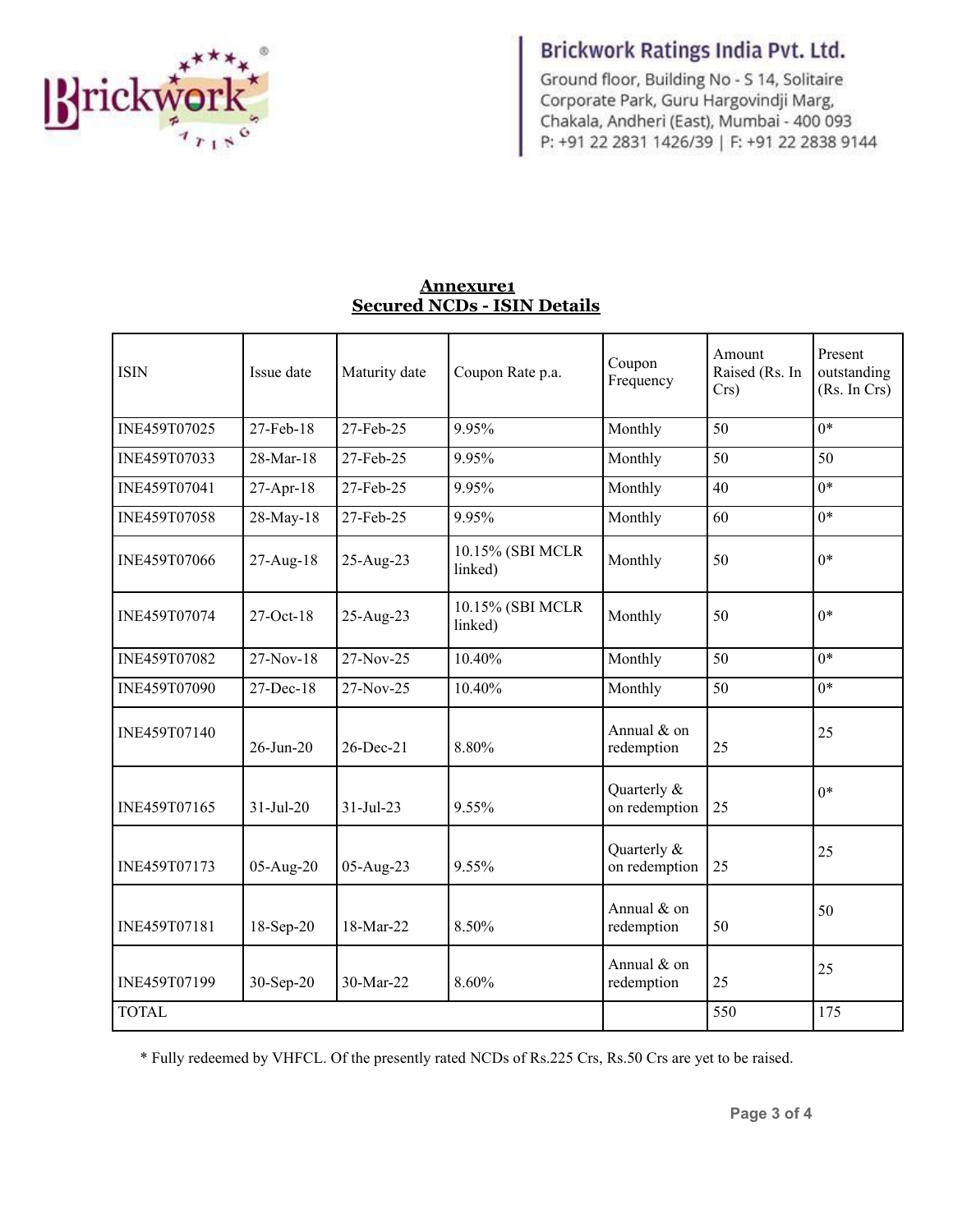## Annexure1
## Secured NCDs - ISIN Details

| ISIN | Issue date | Maturity date | Coupon Rate p.a. | Coupon Frequency | Amount Raised (Rs. In Crs) | Present outstanding (Rs. In Crs) |
|---|---|---|---|---|---|---|
| INE459T07025 | 27-Feb-18 | 27-Feb-25 | 9.95% | Monthly | 50 | 0* |
| INE459T07033 | 28-Mar-18 | 27-Feb-25 | 9.95% | Monthly | 50 | 50 |
| INE459T07041 | 27-Apr-18 | 27-Feb-25 | 9.95% | Monthly | 40 | 0* |
| INE459T07058 | 28-May-18 | 27-Feb-25 | 9.95% | Monthly | 60 | 0* |
| INE459T07066 | 27-Aug-18 | 25-Aug-23 | 10.15% (SBI MCLR linked) | Monthly | 50 | 0* |
| INE459T07074 | 27-Oct-18 | 25-Aug-23 | 10.15% (SBI MCLR linked) | Monthly | 50 | 0* |
| INE459T07082 | 27-Nov-18 | 27-Nov-25 | 10.40% | Monthly | 50 | 0* |
| INE459T07090 | 27-Dec-18 | 27-Nov-25 | 10.40% | Monthly | 50 | 0* |
| INE459T07140 | 26-Jun-20 | 26-Dec-21 | 8.80% | Annual & on redemption | 25 | 25 |
| INE459T07165 | 31-Jul-20 | 31-Jul-23 | 9.55% | Quarterly & on redemption | 25 | 0* |
| INE459T07173 | 05-Aug-20 | 05-Aug-23 | 9.55% | Quarterly & on redemption | 25 | 25 |
| INE459T07181 | 18-Sep-20 | 18-Mar-22 | 8.50% | Annual & on redemption | 50 | 50 |
| INE459T07199 | 30-Sep-20 | 30-Mar-22 | 8.60% | Annual & on redemption | 25 | 25 |
| TOTAL | | | | | 550 | 175 |

* Fully redeemed by VHFCL. Of the presently rated NCDs of Rs.225 Crs, Rs.50 Crs are yet to be raised.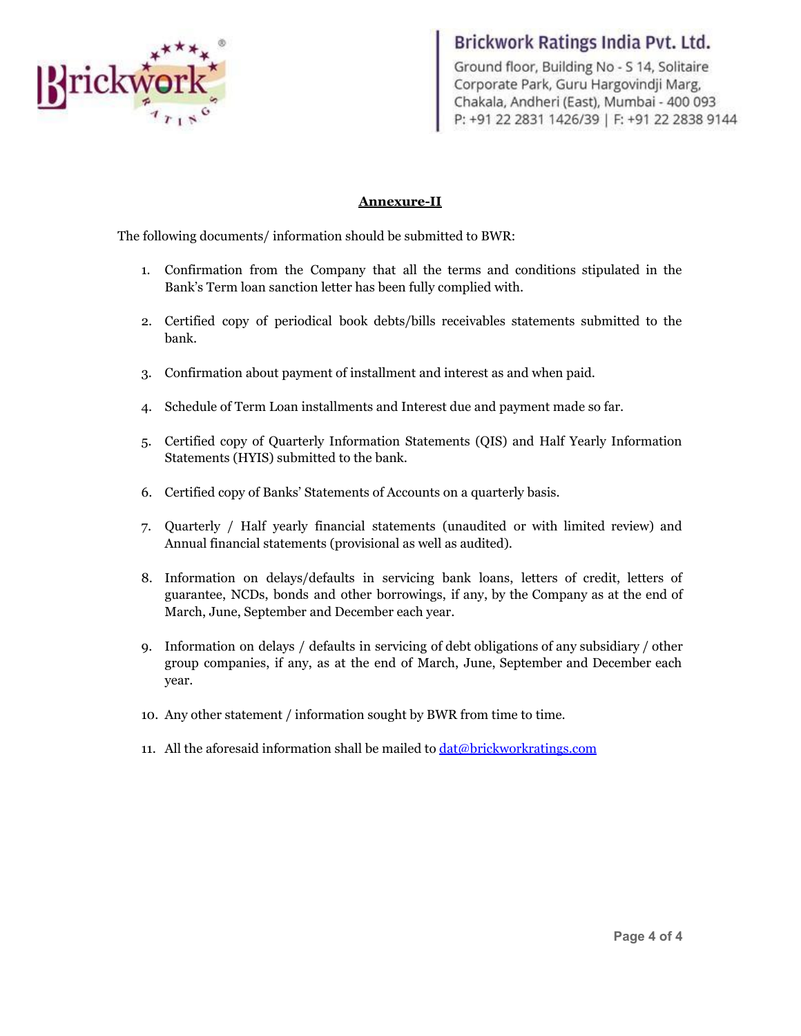## Annexure-II

The following documents/ information should be submitted to BWR:

1. Confirmation from the Company that all the terms and conditions stipulated in the Bank's Term loan sanction letter has been fully complied with.

2. Certified copy of periodical book debts/bills receivables statements submitted to the bank.

3. Confirmation about payment of installment and interest as and when paid.

4. Schedule of Term Loan installments and Interest due and payment made so far.

5. Certified copy of Quarterly Information Statements (QIS) and Half Yearly Information Statements (HYIS) submitted to the bank.

6. Certified copy of Banks' Statements of Accounts on a quarterly basis.

7. Quarterly / Half yearly financial statements (unaudited or with limited review) and Annual financial statements (provisional as well as audited).

8. Information on delays/defaults in servicing bank loans, letters of credit, letters of guarantee, NCDs, bonds and other borrowings, if any, by the Company as at the end of March, June, September and December each year.

9. Information on delays / defaults in servicing of debt obligations of any subsidiary / other group companies, if any, as at the end of March, June, September and December each year.

10. Any other statement / information sought by BWR from time to time.

11. All the aforesaid information shall be mailed to dat@brickworkratings.com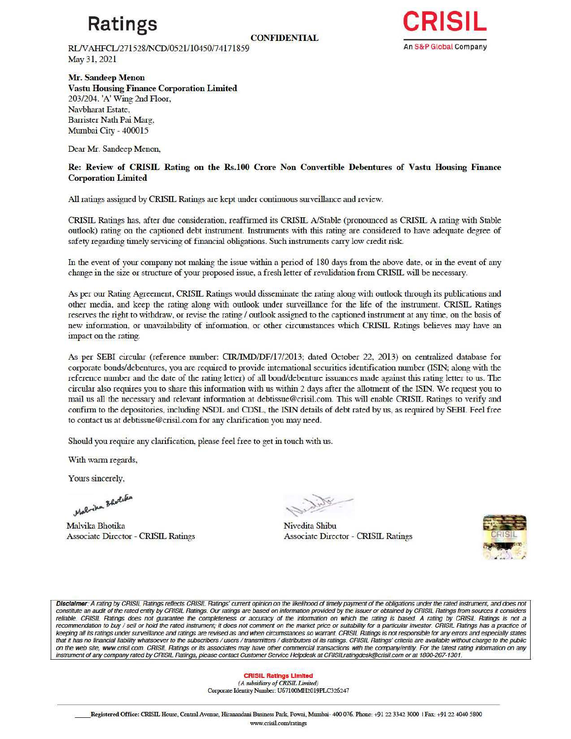# Ratings

**CONFIDENTIAL**

**CRISIL**
An S&P Global Company

RL/VAHFCL/271528/NCD/0521/10450/74171859
May 31, 2021

**Mr. Sandeep Menon**
**Vastu Housing Finance Corporation Limited**
203/204, 'A' Wing 2nd Floor,
Navbharat Estate,
Barrister Nath Pai Marg,
Mumbai City - 400015

Dear Mr. Sandeep Menon,

**Re: Review of CRISIL Rating on the Rs.100 Crore Non Convertible Debentures of Vastu Housing Finance Corporation Limited**

All ratings assigned by CRISIL Ratings are kept under continuous surveillance and review.

CRISIL Ratings has, after due consideration, reaffirmed its CRISIL A/Stable (pronounced as CRISIL A rating with Stable outlook) rating on the captioned debt instrument. Instruments with this rating are considered to have adequate degree of safety regarding timely servicing of financial obligations. Such instruments carry low credit risk.

In the event of your company not making the issue within a period of 180 days from the above date, or in the event of any change in the size or structure of your proposed issue, a fresh letter of revalidation from CRISIL will be necessary.

As per our Rating Agreement, CRISIL Ratings would disseminate the rating along with outlook through its publications and other media, and keep the rating along with outlook under surveillance for the life of the instrument. CRISIL Ratings reserves the right to withdraw, or revise the rating / outlook assigned to the captioned instrument at any time, on the basis of new information, or unavailability of information, or other circumstances which CRISIL Ratings believes may have an impact on the rating.

As per SEBI circular (reference number: CIR/IMD/DF/17/2013; dated October 22, 2013) on centralized database for corporate bonds/debentures, you are required to provide international securities identification number (ISIN; along with the reference number and the date of the rating letter) of all bond/debenture issuances made against this rating letter to us. The circular also requires you to share this information with us within 2 days after the allotment of the ISIN. We request you to mail us all the necessary and relevant information at debtissue@crisil.com. This will enable CRISIL Ratings to verify and confirm to the depositories, including NSDL and CDSL, the ISIN details of debt rated by us, as required by SEBI. Feel free to contact us at debtissue@crisil.com for any clarification you may need.

Should you require any clarification, please feel free to get in touch with us.

With warm regards,

Yours sincerely,

Malvika Bhotika
Associate Director - CRISIL Ratings

Nivedita Shibu
Associate Director - CRISIL Ratings

*Disclaimer: A rating by CRISIL Ratings reflects CRISIL Ratings' current opinion on the likelihood of timely payment of the obligations under the rated instrument, and does not constitute an audit of the rated entity by CRISIL Ratings. Our ratings are based on information provided by the issuer or obtained by CRISIL Ratings from sources it considers reliable. CRISIL Ratings does not guarantee the completeness or accuracy of the information on which the rating is based. A rating by CRISIL Ratings is not a recommendation to buy / sell or hold the rated instrument; it does not comment on the market price or suitability for a particular investor. CRISIL Ratings has a practice of keeping all its ratings under surveillance and ratings are revised as and when circumstances so warrant. CRISIL Ratings is not responsible for any errors and especially states that it has no financial liability whatsoever to the subscribers / users / transmitters / distributors of its ratings. CRISIL Ratings' criteria are available without charge to the public on the web site, www.crisil.com. CRISIL Ratings or its associates may have other commercial transactions with the company/entity. For the latest rating information on any instrument of any company rated by CRISIL Ratings, please contact Customer Service Helpdesk at CRISILratingdesk@crisil.com or at 1800-267-1301.*

**CRISIL Ratings Limited**
*(A subsidiary of CRISIL Limited)*
Corporate Identity Number: U67100MH2019PLC326247

**Registered Office:** CRISIL House, Central Avenue, Hiranandani Business Park, Powai, Mumbai- 400 076. Phone: +91 22 3342 3000 | Fax: +91 22 4040 5800
www.crisil.com/ratings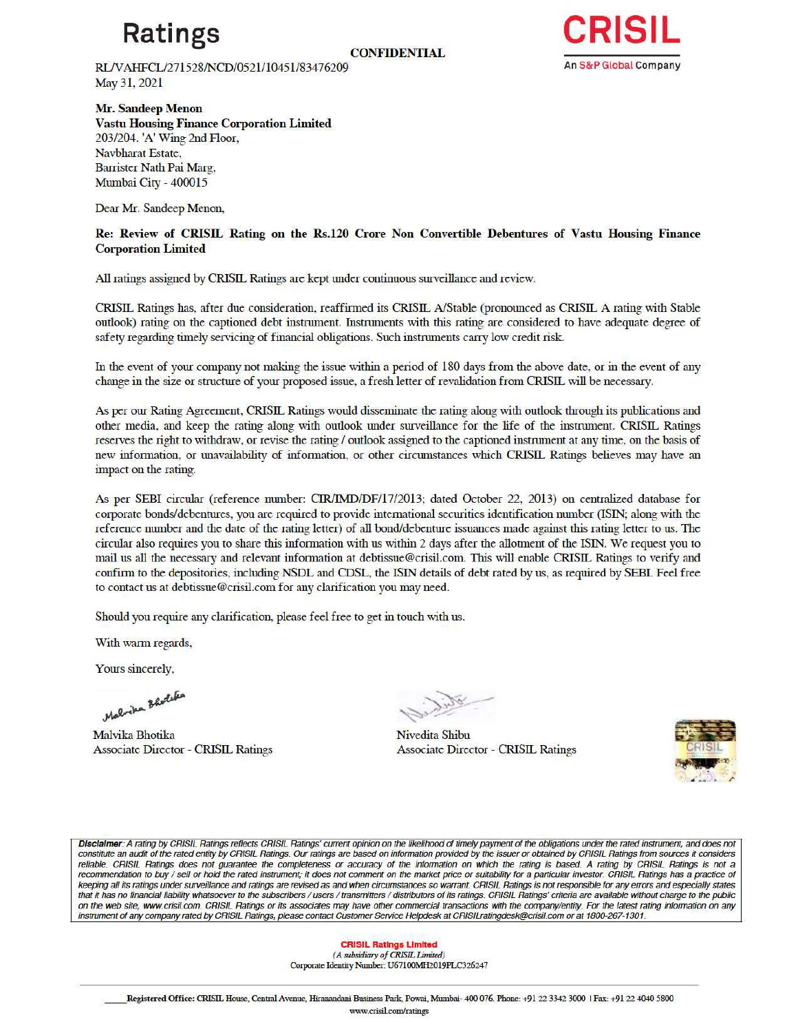# Ratings

**CONFIDENTIAL**

**CRISIL**
An S&P Global Company

RL/VAHFCL/271528/NCD/0521/10451/83476209
May 31, 2021

**Mr. Sandeep Menon**
**Vastu Housing Finance Corporation Limited**
203/204. 'A' Wing 2nd Floor,
Navbharat Estate,
Barrister Nath Pai Marg,
Mumbai City - 400015

Dear Mr. Sandeep Menon,

**Re: Review of CRISIL Rating on the Rs.120 Crore Non Convertible Debentures of Vastu Housing Finance Corporation Limited**

All ratings assigned by CRISIL Ratings are kept under continuous surveillance and review.

CRISIL Ratings has, after due consideration, reaffirmed its CRISIL A/Stable (pronounced as CRISIL A rating with Stable outlook) rating on the captioned debt instrument. Instruments with this rating are considered to have adequate degree of safety regarding timely servicing of financial obligations. Such instruments carry low credit risk.

In the event of your company not making the issue within a period of 180 days from the above date, or in the event of any change in the size or structure of your proposed issue, a fresh letter of revalidation from CRISIL will be necessary.

As per our Rating Agreement, CRISIL Ratings would disseminate the rating along with outlook through its publications and other media, and keep the rating along with outlook under surveillance for the life of the instrument. CRISIL Ratings reserves the right to withdraw, or revise the rating / outlook assigned to the captioned instrument at any time, on the basis of new information, or unavailability of information, or other circumstances which CRISIL Ratings believes may have an impact on the rating.

As per SEBI circular (reference number: CIR/IMD/DF/17/2013; dated October 22, 2013) on centralized database for corporate bonds/debentures, you are required to provide international securities identification number (ISIN; along with the reference number and the date of the rating letter) of all bond/debenture issuances made against this rating letter to us. The circular also requires you to share this information with us within 2 days after the allotment of the ISIN. We request you to mail us all the necessary and relevant information at debtissue@crisil.com. This will enable CRISIL Ratings to verify and confirm to the depositories, including NSDL and CDSL, the ISIN details of debt rated by us, as required by SEBI. Feel free to contact us at debtissue@crisil.com for any clarification you may need.

Should you require any clarification, please feel free to get in touch with us.

With warm regards,

Yours sincerely,

Malvika Bhotika
Associate Director - CRISIL Ratings

Nivedita Shibu
Associate Director - CRISIL Ratings

*Disclaimer: A rating by CRISIL Ratings reflects CRISIL Ratings' current opinion on the likelihood of timely payment of the obligations under the rated instrument, and does not constitute an audit of the rated entity by CRISIL Ratings. Our ratings are based on information provided by the issuer or obtained by CRISIL Ratings from sources it considers reliable. CRISIL Ratings does not guarantee the completeness or accuracy of the information on which the rating is based. A rating by CRISIL Ratings is not a recommendation to buy / sell or hold the rated instrument; it does not comment on the market price or suitability for a particular investor. CRISIL Ratings has a practice of keeping all its ratings under surveillance and ratings are revised as and when circumstances so warrant. CRISIL Ratings is not responsible for any errors and especially states that it has no financial liability whatsoever to the subscribers / users / transmitters / distributors of its ratings. CRISIL Ratings' criteria are available without charge to the public on the web site, www.crisil.com. CRISIL Ratings or its associates may have other commercial transactions with the company/entity. For the latest rating information on any instrument of any company rated by CRISIL Ratings, please contact Customer Service Helpdesk at CRISILratingdesk@crisil.com or at 1800-267-1301.*

**CRISIL Ratings Limited**
*(A subsidiary of CRISIL Limited)*
Corporate Identity Number: U67100MH2019PLC326247

**Registered Office:** CRISIL House, Central Avenue, Hiranandani Business Park, Powai, Mumbai- 400 076. Phone: +91 22 3342 3000 | Fax: +91 22 4040 5800
www.crisil.com/ratings